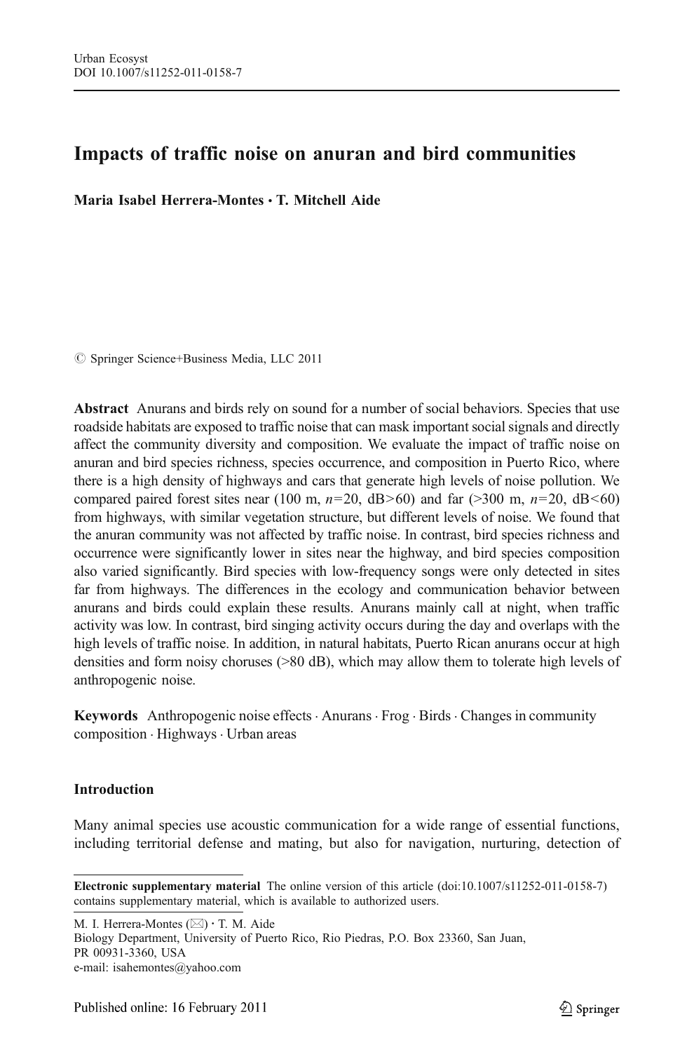# Impacts of traffic noise on anuran and bird communities

**Maria Isabel Herrera-Montes · T. Mitchell Aide**

© Springer Science+Business Media, LLC 2011

**Abstract** Anurans and birds rely on sound for a number of social behaviors. Species that use roadside habitats are exposed to traffic noise that can mask important social signals and directly affect the community diversity and composition. We evaluate the impact of traffic noise on anuran and bird species richness, species occurrence, and composition in Puerto Rico, where there is a high density of highways and cars that generate high levels of noise pollution. We compared paired forest sites near (100 m, $n=20$, dB>60) and far (>300 m, $n=20$, dB<60) from highways, with similar vegetation structure, but different levels of noise. We found that the anuran community was not affected by traffic noise. In contrast, bird species richness and occurrence were significantly lower in sites near the highway, and bird species composition also varied significantly. Bird species with low-frequency songs were only detected in sites far from highways. The differences in the ecology and communication behavior between anurans and birds could explain these results. Anurans mainly call at night, when traffic activity was low. In contrast, bird singing activity occurs during the day and overlaps with the high levels of traffic noise. In addition, in natural habitats, Puerto Rican anurans occur at high densities and form noisy choruses (>80 dB), which may allow them to tolerate high levels of anthropogenic noise.

**Keywords** Anthropogenic noise effects · Anurans · Frog · Birds · Changes in community composition · Highways · Urban areas

## Introduction

Many animal species use acoustic communication for a wide range of essential functions, including territorial defense and mating, but also for navigation, nurturing, detection of

**Electronic supplementary material** The online version of this article (doi:10.1007/s11252-011-0158-7) contains supplementary material, which is available to authorized users.

M. I. Herrera-Montes (✉) · T. M. Aide
Biology Department, University of Puerto Rico, Rio Piedras, P.O. Box 23360, San Juan, PR 00931-3360, USA
e-mail: isahemontes@yahoo.com

Published online: 16 February 2011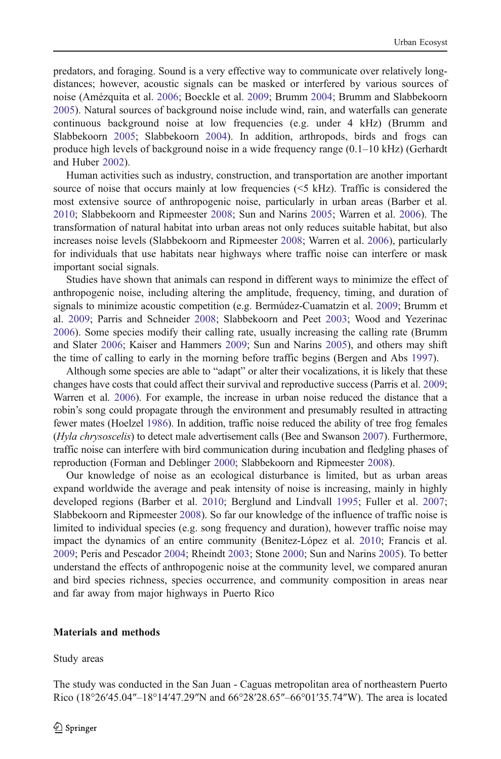predators, and foraging. Sound is a very effective way to communicate over relatively long-distances; however, acoustic signals can be masked or interfered by various sources of noise (Amézquita et al. 2006; Boeckle et al. 2009; Brumm 2004; Brumm and Slabbekoorn 2005). Natural sources of background noise include wind, rain, and waterfalls can generate continuous background noise at low frequencies (e.g. under 4 kHz) (Brumm and Slabbekoorn 2005; Slabbekoorn 2004). In addition, arthropods, birds and frogs can produce high levels of background noise in a wide frequency range (0.1–10 kHz) (Gerhardt and Huber 2002).

Human activities such as industry, construction, and transportation are another important source of noise that occurs mainly at low frequencies (<5 kHz). Traffic is considered the most extensive source of anthropogenic noise, particularly in urban areas (Barber et al. 2010; Slabbekoorn and Ripmeester 2008; Sun and Narins 2005; Warren et al. 2006). The transformation of natural habitat into urban areas not only reduces suitable habitat, but also increases noise levels (Slabbekoorn and Ripmeester 2008; Warren et al. 2006), particularly for individuals that use habitats near highways where traffic noise can interfere or mask important social signals.

Studies have shown that animals can respond in different ways to minimize the effect of anthropogenic noise, including altering the amplitude, frequency, timing, and duration of signals to minimize acoustic competition (e.g. Bermúdez-Cuamatzin et al. 2009; Brumm et al. 2009; Parris and Schneider 2008; Slabbekoorn and Peet 2003; Wood and Yezerinac 2006). Some species modify their calling rate, usually increasing the calling rate (Brumm and Slater 2006; Kaiser and Hammers 2009; Sun and Narins 2005), and others may shift the time of calling to early in the morning before traffic begins (Bergen and Abs 1997).

Although some species are able to "adapt" or alter their vocalizations, it is likely that these changes have costs that could affect their survival and reproductive success (Parris et al. 2009; Warren et al. 2006). For example, the increase in urban noise reduced the distance that a robin's song could propagate through the environment and presumably resulted in attracting fewer mates (Hoelzel 1986). In addition, traffic noise reduced the ability of tree frog females (*Hyla chrysoscelis*) to detect male advertisement calls (Bee and Swanson 2007). Furthermore, traffic noise can interfere with bird communication during incubation and fledgling phases of reproduction (Forman and Deblinger 2000; Slabbekoorn and Ripmeester 2008).

Our knowledge of noise as an ecological disturbance is limited, but as urban areas expand worldwide the average and peak intensity of noise is increasing, mainly in highly developed regions (Barber et al. 2010; Berglund and Lindvall 1995; Fuller et al. 2007; Slabbekoorn and Ripmeester 2008). So far our knowledge of the influence of traffic noise is limited to individual species (e.g. song frequency and duration), however traffic noise may impact the dynamics of an entire community (Benitez-López et al. 2010; Francis et al. 2009; Peris and Pescador 2004; Rheindt 2003; Stone 2000; Sun and Narins 2005). To better understand the effects of anthropogenic noise at the community level, we compared anuran and bird species richness, species occurrence, and community composition in areas near and far away from major highways in Puerto Rico

## Materials and methods

### Study areas

The study was conducted in the San Juan - Caguas metropolitan area of northeastern Puerto Rico (18°26′45.04″–18°14′47.29″N and 66°28′28.65″–66°01′35.74″W). The area is located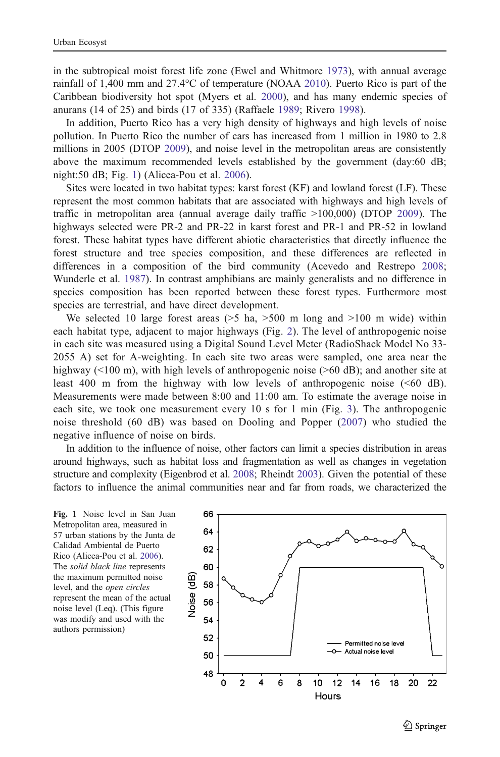in the subtropical moist forest life zone (Ewel and Whitmore 1973), with annual average rainfall of 1,400 mm and 27.4°C of temperature (NOAA 2010). Puerto Rico is part of the Caribbean biodiversity hot spot (Myers et al. 2000), and has many endemic species of anurans (14 of 25) and birds (17 of 335) (Raffaele 1989; Rivero 1998).

In addition, Puerto Rico has a very high density of highways and high levels of noise pollution. In Puerto Rico the number of cars has increased from 1 million in 1980 to 2.8 millions in 2005 (DTOP 2009), and noise level in the metropolitan areas are consistently above the maximum recommended levels established by the government (day:60 dB; night:50 dB; Fig. 1) (Alicea-Pou et al. 2006).

Sites were located in two habitat types: karst forest (KF) and lowland forest (LF). These represent the most common habitats that are associated with highways and high levels of traffic in metropolitan area (annual average daily traffic >100,000) (DTOP 2009). The highways selected were PR-2 and PR-22 in karst forest and PR-1 and PR-52 in lowland forest. These habitat types have different abiotic characteristics that directly influence the forest structure and tree species composition, and these differences are reflected in differences in a composition of the bird community (Acevedo and Restrepo 2008; Wunderle et al. 1987). In contrast amphibians are mainly generalists and no difference in species composition has been reported between these forest types. Furthermore most species are terrestrial, and have direct development.

We selected 10 large forest areas (>5 ha, >500 m long and >100 m wide) within each habitat type, adjacent to major highways (Fig. 2). The level of anthropogenic noise in each site was measured using a Digital Sound Level Meter (RadioShack Model No 33-2055 A) set for A-weighting. In each site two areas were sampled, one area near the highway (<100 m), with high levels of anthropogenic noise (>60 dB); and another site at least 400 m from the highway with low levels of anthropogenic noise (<60 dB). Measurements were made between 8:00 and 11:00 am. To estimate the average noise in each site, we took one measurement every 10 s for 1 min (Fig. 3). The anthropogenic noise threshold (60 dB) was based on Dooling and Popper (2007) who studied the negative influence of noise on birds.

In addition to the influence of noise, other factors can limit a species distribution in areas around highways, such as habitat loss and fragmentation as well as changes in vegetation structure and complexity (Eigenbrod et al. 2008; Rheindt 2003). Given the potential of these factors to influence the animal communities near and far from roads, we characterized the

**Fig. 1** Noise level in San Juan Metropolitan area, measured in 57 urban stations by the Junta de Calidad Ambiental de Puerto Rico (Alicea-Pou et al. 2006). The *solid black line* represents the maximum permitted noise level, and the *open circles* represent the mean of the actual noise level (Leq). (This figure was modify and used with the authors permission)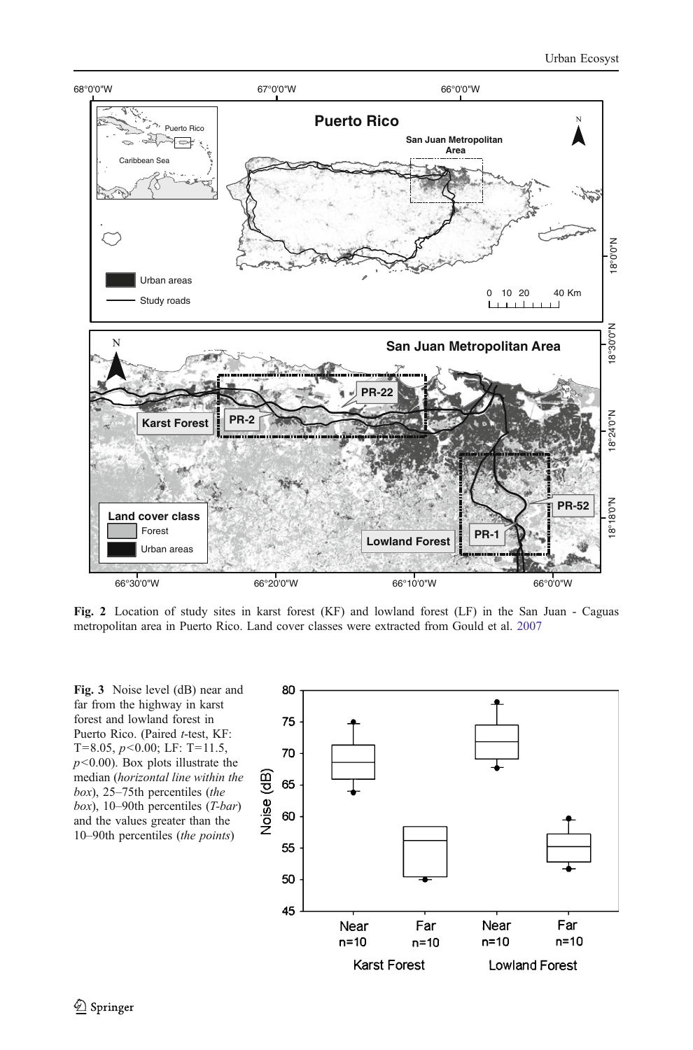**Fig. 2** Location of study sites in karst forest (KF) and lowland forest (LF) in the San Juan - Caguas metropolitan area in Puerto Rico. Land cover classes were extracted from Gould et al. 2007

**Fig. 3** Noise level (dB) near and far from the highway in karst forest and lowland forest in Puerto Rico. (Paired *t*-test, KF: T=8.05, $p<0.00$; LF: T=11.5, $p<0.00$). Box plots illustrate the median (*horizontal line within the box*), 25–75th percentiles (*the box*), 10–90th percentiles (*T-bar*) and the values greater than the 10–90th percentiles (*the points*)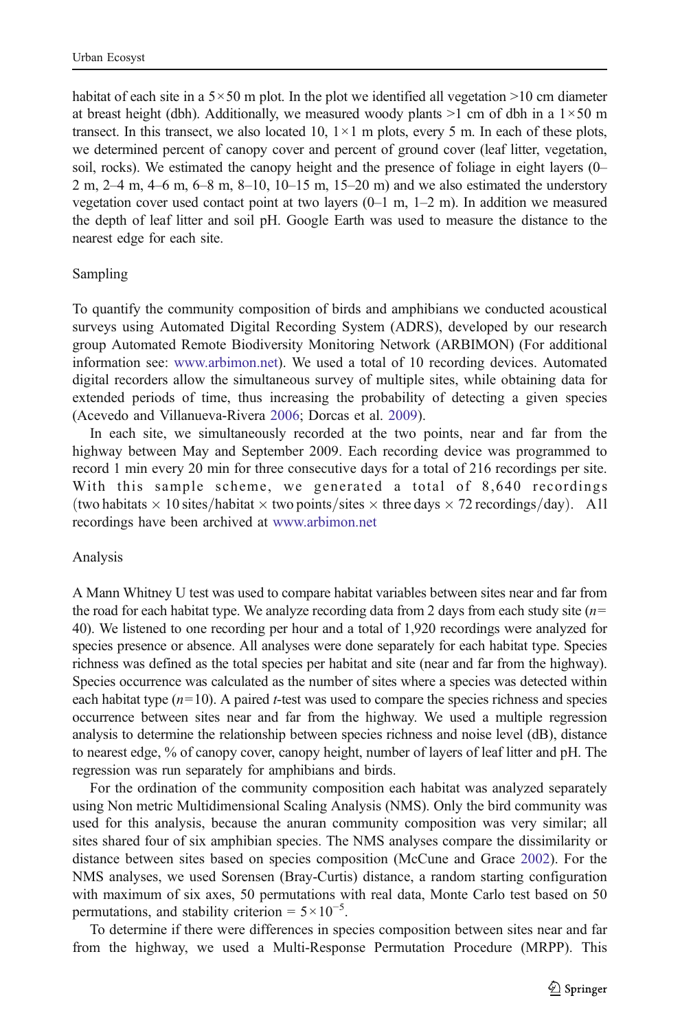habitat of each site in a $5 \times 50$ m plot. In the plot we identified all vegetation >10 cm diameter at breast height (dbh). Additionally, we measured woody plants >1 cm of dbh in a $1 \times 50$ m transect. In this transect, we also located 10, $1 \times 1$ m plots, every 5 m. In each of these plots, we determined percent of canopy cover and percent of ground cover (leaf litter, vegetation, soil, rocks). We estimated the canopy height and the presence of foliage in eight layers (0–2 m, 2–4 m, 4–6 m, 6–8 m, 8–10, 10–15 m, 15–20 m) and we also estimated the understory vegetation cover used contact point at two layers (0–1 m, 1–2 m). In addition we measured the depth of leaf litter and soil pH. Google Earth was used to measure the distance to the nearest edge for each site.

## Sampling

To quantify the community composition of birds and amphibians we conducted acoustical surveys using Automated Digital Recording System (ADRS), developed by our research group Automated Remote Biodiversity Monitoring Network (ARBIMON) (For additional information see: www.arbimon.net). We used a total of 10 recording devices. Automated digital recorders allow the simultaneous survey of multiple sites, while obtaining data for extended periods of time, thus increasing the probability of detecting a given species (Acevedo and Villanueva-Rivera 2006; Dorcas et al. 2009).

In each site, we simultaneously recorded at the two points, near and far from the highway between May and September 2009. Each recording device was programmed to record 1 min every 20 min for three consecutive days for a total of 216 recordings per site. With this sample scheme, we generated a total of 8,640 recordings $(\text{two habitats} \times 10\,\text{sites/habitat} \times \text{two points/sites} \times \text{three days} \times 72\,\text{recordings/day})$. All recordings have been archived at www.arbimon.net

## Analysis

A Mann Whitney U test was used to compare habitat variables between sites near and far from the road for each habitat type. We analyze recording data from 2 days from each study site ($n$= 40). We listened to one recording per hour and a total of 1,920 recordings were analyzed for species presence or absence. All analyses were done separately for each habitat type. Species richness was defined as the total species per habitat and site (near and far from the highway). Species occurrence was calculated as the number of sites where a species was detected within each habitat type ($n$=10). A paired $t$-test was used to compare the species richness and species occurrence between sites near and far from the highway. We used a multiple regression analysis to determine the relationship between species richness and noise level (dB), distance to nearest edge, % of canopy cover, canopy height, number of layers of leaf litter and pH. The regression was run separately for amphibians and birds.

For the ordination of the community composition each habitat was analyzed separately using Non metric Multidimensional Scaling Analysis (NMS). Only the bird community was used for this analysis, because the anuran community composition was very similar; all sites shared four of six amphibian species. The NMS analyses compare the dissimilarity or distance between sites based on species composition (McCune and Grace 2002). For the NMS analyses, we used Sorensen (Bray-Curtis) distance, a random starting configuration with maximum of six axes, 50 permutations with real data, Monte Carlo test based on 50 permutations, and stability criterion = $5 \times 10^{-5}$.

To determine if there were differences in species composition between sites near and far from the highway, we used a Multi-Response Permutation Procedure (MRPP). This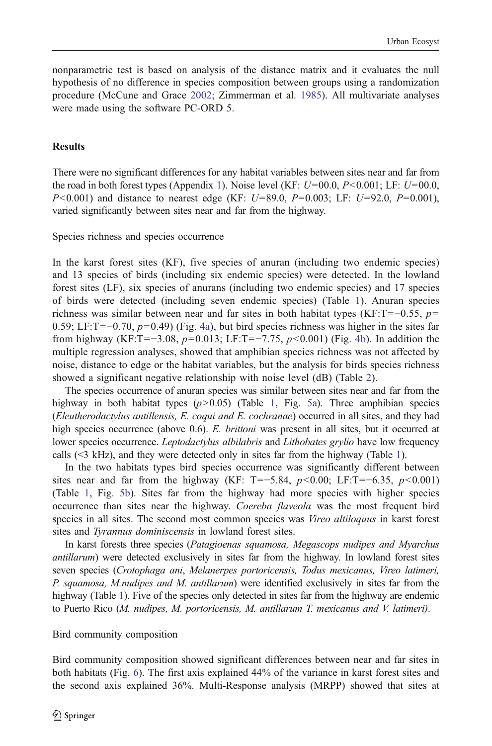nonparametric test is based on analysis of the distance matrix and it evaluates the null hypothesis of no difference in species composition between groups using a randomization procedure (McCune and Grace 2002; Zimmerman et al. 1985). All multivariate analyses were made using the software PC-ORD 5.

## Results

There were no significant differences for any habitat variables between sites near and far from the road in both forest types (Appendix 1). Noise level (KF: $U$=00.0, $P$<0.001; LF: $U$=00.0, $P$<0.001) and distance to nearest edge (KF: $U$=89.0, $P$=0.003; LF: $U$=92.0, $P$=0.001), varied significantly between sites near and far from the highway.

### Species richness and species occurrence

In the karst forest sites (KF), five species of anuran (including two endemic species) and 13 species of birds (including six endemic species) were detected. In the lowland forest sites (LF), six species of anurans (including two endemic species) and 17 species of birds were detected (including seven endemic species) (Table 1). Anuran species richness was similar between near and far sites in both habitat types (KF:T=−0.55, $p$= 0.59; LF:T=−0.70, $p$=0.49) (Fig. 4a), but bird species richness was higher in the sites far from highway (KF:T=−3.08, $p$=0.013; LF:T=−7.75, $p$<0.001) (Fig. 4b). In addition the multiple regression analyses, showed that amphibian species richness was not affected by noise, distance to edge or the habitat variables, but the analysis for birds species richness showed a significant negative relationship with noise level (dB) (Table 2).

The species occurrence of anuran species was similar between sites near and far from the highway in both habitat types ($p$>0.05) (Table 1, Fig. 5a). Three amphibian species (*Eleutherodactylus antillensis, E. coqui and E. cochranae*) occurred in all sites, and they had high species occurrence (above 0.6). *E. brittoni* was present in all sites, but it occurred at lower species occurrence. *Leptodactylus albilabris* and *Lithobates grylio* have low frequency calls (<3 kHz), and they were detected only in sites far from the highway (Table 1).

In the two habitats types bird species occurrence was significantly different between sites near and far from the highway (KF: T=−5.84, $p$<0.00; LF:T=−6.35, $p$<0.001) (Table 1, Fig. 5b). Sites far from the highway had more species with higher species occurrence than sites near the highway. *Coereba flaveola* was the most frequent bird species in all sites. The second most common species was *Vireo altiloquus* in karst forest sites and *Tyrannus dominiscensis* in lowland forest sites.

In karst forests three species (*Patagioenas squamosa, Megascops nudipes and Myarchus antillarum*) were detected exclusively in sites far from the highway. In lowland forest sites seven species (*Crotophaga ani*, *Melanerpes portoricensis, Todus mexicanus, Vireo latimeri, P. squamosa, M.nudipes and M. antillarum*) were identified exclusively in sites far from the highway (Table 1). Five of the species only detected in sites far from the highway are endemic to Puerto Rico (*M. nudipes, M. portoricensis, M. antillarum T. mexicanus and V. latimeri).*

### Bird community composition

Bird community composition showed significant differences between near and far sites in both habitats (Fig. 6). The first axis explained 44% of the variance in karst forest sites and the second axis explained 36%. Multi-Response analysis (MRPP) showed that sites at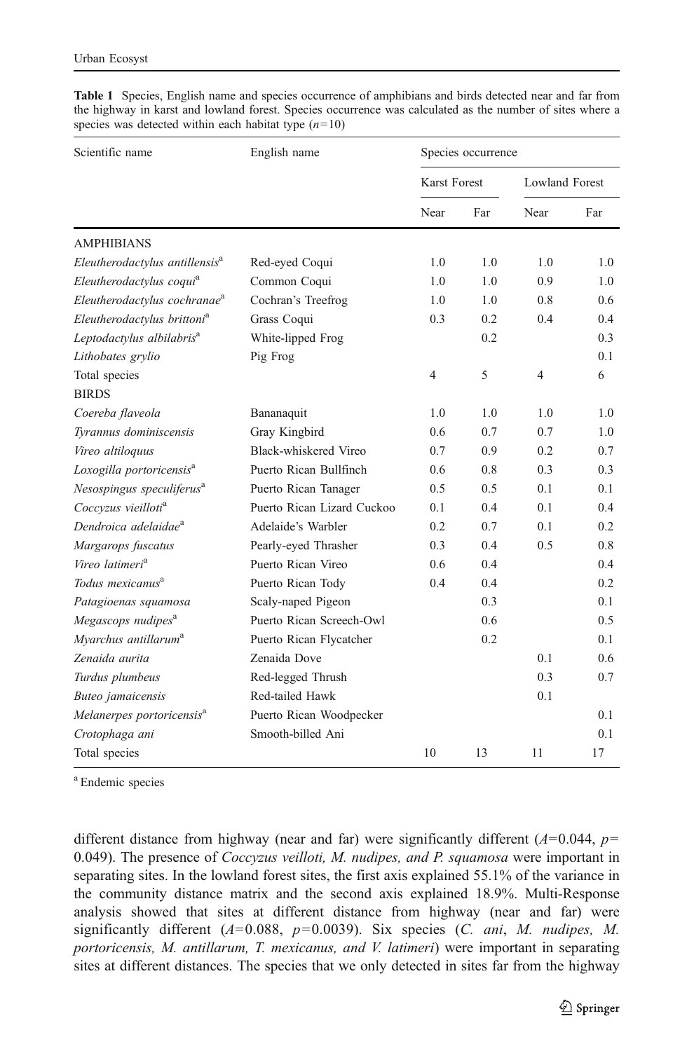**Table 1** Species, English name and species occurrence of amphibians and birds detected near and far from the highway in karst and lowland forest. Species occurrence was calculated as the number of sites where a species was detected within each habitat type ($n=10$)

| Scientific name | English name | Species occurrence | | | |
|---|---|---|---|---|---|
| | | Karst Forest | | Lowland Forest | |
| | | Near | Far | Near | Far |
| AMPHIBIANS | | | | | |
| *Eleutherodactylus antillensis*[a] | Red-eyed Coqui | 1.0 | 1.0 | 1.0 | 1.0 |
| *Eleutherodactylus coqui*[a] | Common Coqui | 1.0 | 1.0 | 0.9 | 1.0 |
| *Eleutherodactylus cochranae*[a] | Cochran's Treefrog | 1.0 | 1.0 | 0.8 | 0.6 |
| *Eleutherodactylus brittoni*[a] | Grass Coqui | 0.3 | 0.2 | 0.4 | 0.4 |
| *Leptodactylus albilabris*[a] | White-lipped Frog | | 0.2 | | 0.3 |
| *Lithobates grylio* | Pig Frog | | | | 0.1 |
| Total species | | 4 | 5 | 4 | 6 |
| BIRDS | | | | | |
| *Coereba flaveola* | Bananaquit | 1.0 | 1.0 | 1.0 | 1.0 |
| *Tyrannus dominiscensis* | Gray Kingbird | 0.6 | 0.7 | 0.7 | 1.0 |
| *Vireo altiloquus* | Black-whiskered Vireo | 0.7 | 0.9 | 0.2 | 0.7 |
| *Loxogilla portoricensis*[a] | Puerto Rican Bullfinch | 0.6 | 0.8 | 0.3 | 0.3 |
| *Nesospingus speculiferus*[a] | Puerto Rican Tanager | 0.5 | 0.5 | 0.1 | 0.1 |
| *Coccyzus vieilloti*[a] | Puerto Rican Lizard Cuckoo | 0.1 | 0.4 | 0.1 | 0.4 |
| *Dendroica adelaidae*[a] | Adelaide's Warbler | 0.2 | 0.7 | 0.1 | 0.2 |
| *Margarops fuscatus* | Pearly-eyed Thrasher | 0.3 | 0.4 | 0.5 | 0.8 |
| *Vireo latimeri*[a] | Puerto Rican Vireo | 0.6 | 0.4 | | 0.4 |
| *Todus mexicanus*[a] | Puerto Rican Tody | 0.4 | 0.4 | | 0.2 |
| *Patagioenas squamosa* | Scaly-naped Pigeon | | 0.3 | | 0.1 |
| *Megascops nudipes*[a] | Puerto Rican Screech-Owl | | 0.6 | | 0.5 |
| *Myarchus antillarum*[a] | Puerto Rican Flycatcher | | 0.2 | | 0.1 |
| *Zenaida aurita* | Zenaida Dove | | | 0.1 | 0.6 |
| *Turdus plumbeus* | Red-legged Thrush | | | 0.3 | 0.7 |
| *Buteo jamaicensis* | Red-tailed Hawk | | | 0.1 | |
| *Melanerpes portoricensis*[a] | Puerto Rican Woodpecker | | | | 0.1 |
| *Crotophaga ani* | Smooth-billed Ani | | | | 0.1 |
| Total species | | 10 | 13 | 11 | 17 |

[a] Endemic species

different distance from highway (near and far) were significantly different ($A=0.044$, $p=0.049$). The presence of *Coccyzus veilloti, M. nudipes, and P. squamosa* were important in separating sites. In the lowland forest sites, the first axis explained 55.1% of the variance in the community distance matrix and the second axis explained 18.9%. Multi-Response analysis showed that sites at different distance from highway (near and far) were significantly different ($A=0.088$, $p=0.0039$). Six species (*C. ani*, *M. nudipes, M. portoricensis, M. antillarum, T. mexicanus, and V. latimeri*) were important in separating sites at different distances. The species that we only detected in sites far from the highway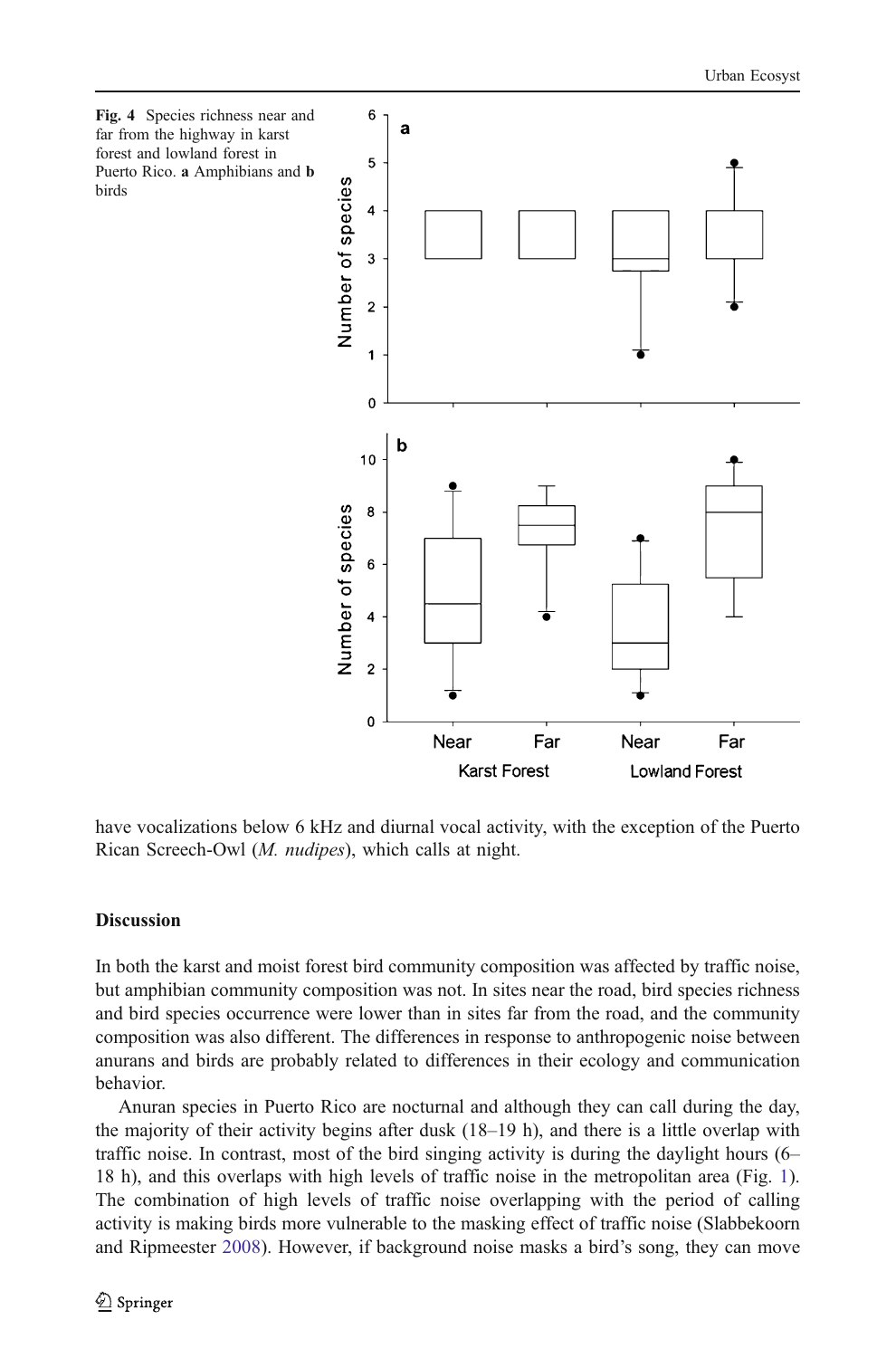**Fig. 4** Species richness near and far from the highway in karst forest and lowland forest in Puerto Rico. **a** Amphibians and **b** birds

have vocalizations below 6 kHz and diurnal vocal activity, with the exception of the Puerto Rican Screech-Owl (*M. nudipes*), which calls at night.

## Discussion

In both the karst and moist forest bird community composition was affected by traffic noise, but amphibian community composition was not. In sites near the road, bird species richness and bird species occurrence were lower than in sites far from the road, and the community composition was also different. The differences in response to anthropogenic noise between anurans and birds are probably related to differences in their ecology and communication behavior.

Anuran species in Puerto Rico are nocturnal and although they can call during the day, the majority of their activity begins after dusk (18–19 h), and there is a little overlap with traffic noise. In contrast, most of the bird singing activity is during the daylight hours (6–18 h), and this overlaps with high levels of traffic noise in the metropolitan area (Fig. 1). The combination of high levels of traffic noise overlapping with the period of calling activity is making birds more vulnerable to the masking effect of traffic noise (Slabbekoorn and Ripmeester 2008). However, if background noise masks a bird's song, they can move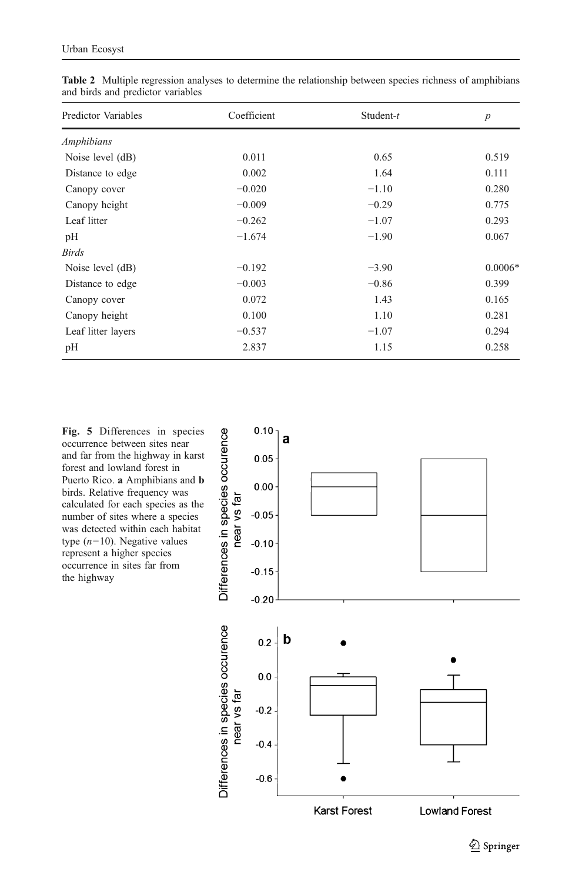**Table 2** Multiple regression analyses to determine the relationship between species richness of amphibians and birds and predictor variables

| Predictor Variables | Coefficient | Student-*t* | *p* |
|---|---|---|---|
| *Amphibians* | | | |
| Noise level (dB) | 0.011 | 0.65 | 0.519 |
| Distance to edge | 0.002 | 1.64 | 0.111 |
| Canopy cover | −0.020 | −1.10 | 0.280 |
| Canopy height | −0.009 | −0.29 | 0.775 |
| Leaf litter | −0.262 | −1.07 | 0.293 |
| pH | −1.674 | −1.90 | 0.067 |
| *Birds* | | | |
| Noise level (dB) | −0.192 | −3.90 | 0.0006* |
| Distance to edge | −0.003 | −0.86 | 0.399 |
| Canopy cover | 0.072 | 1.43 | 0.165 |
| Canopy height | 0.100 | 1.10 | 0.281 |
| Leaf litter layers | −0.537 | −1.07 | 0.294 |
| pH | 2.837 | 1.15 | 0.258 |

**Fig. 5** Differences in species occurrence between sites near and far from the highway in karst forest and lowland forest in Puerto Rico. **a** Amphibians and **b** birds. Relative frequency was calculated for each species as the number of sites where a species was detected within each habitat type ($n=10$). Negative values represent a higher species occurrence in sites far from the highway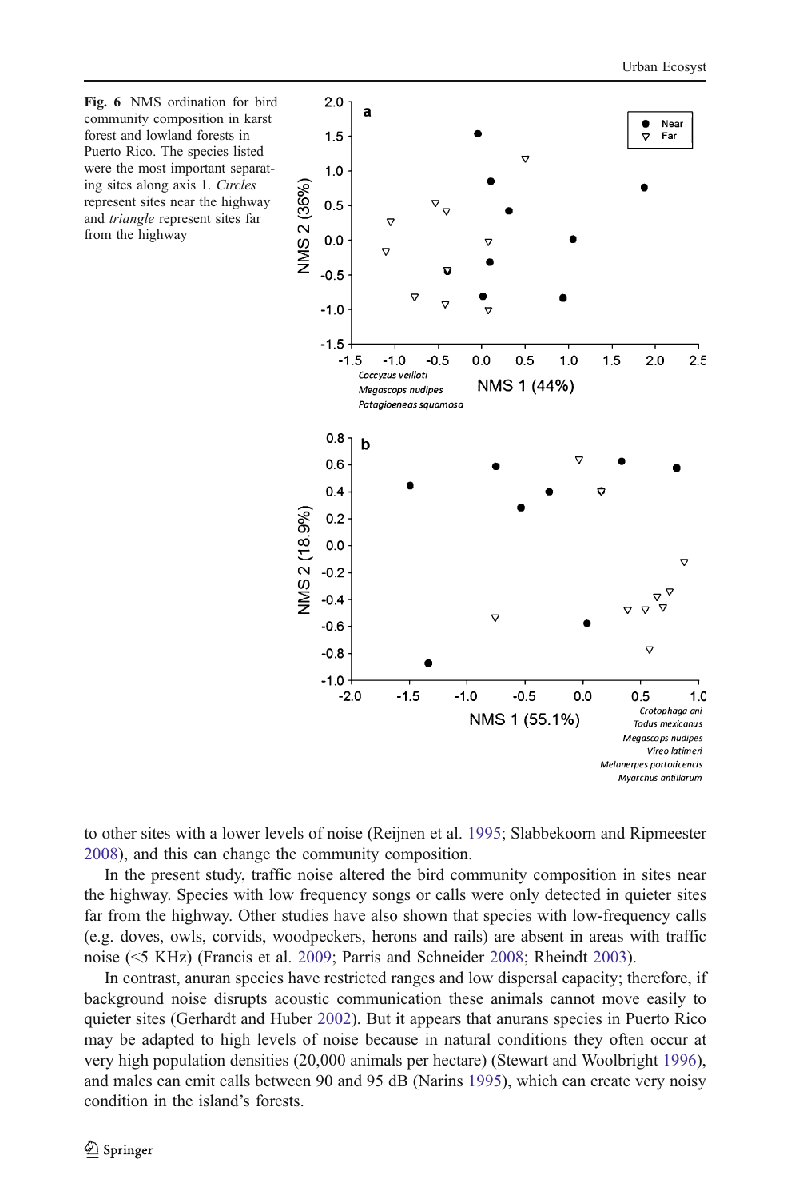**Fig. 6** NMS ordination for bird community composition in karst forest and lowland forests in Puerto Rico. The species listed were the most important separating sites along axis 1. *Circles* represent sites near the highway and *triangle* represent sites far from the highway

to other sites with a lower levels of noise (Reijnen et al. 1995; Slabbekoorn and Ripmeester 2008), and this can change the community composition.

In the present study, traffic noise altered the bird community composition in sites near the highway. Species with low frequency songs or calls were only detected in quieter sites far from the highway. Other studies have also shown that species with low-frequency calls (e.g. doves, owls, corvids, woodpeckers, herons and rails) are absent in areas with traffic noise (<5 KHz) (Francis et al. 2009; Parris and Schneider 2008; Rheindt 2003).

In contrast, anuran species have restricted ranges and low dispersal capacity; therefore, if background noise disrupts acoustic communication these animals cannot move easily to quieter sites (Gerhardt and Huber 2002). But it appears that anurans species in Puerto Rico may be adapted to high levels of noise because in natural conditions they often occur at very high population densities (20,000 animals per hectare) (Stewart and Woolbright 1996), and males can emit calls between 90 and 95 dB (Narins 1995), which can create very noisy condition in the island's forests.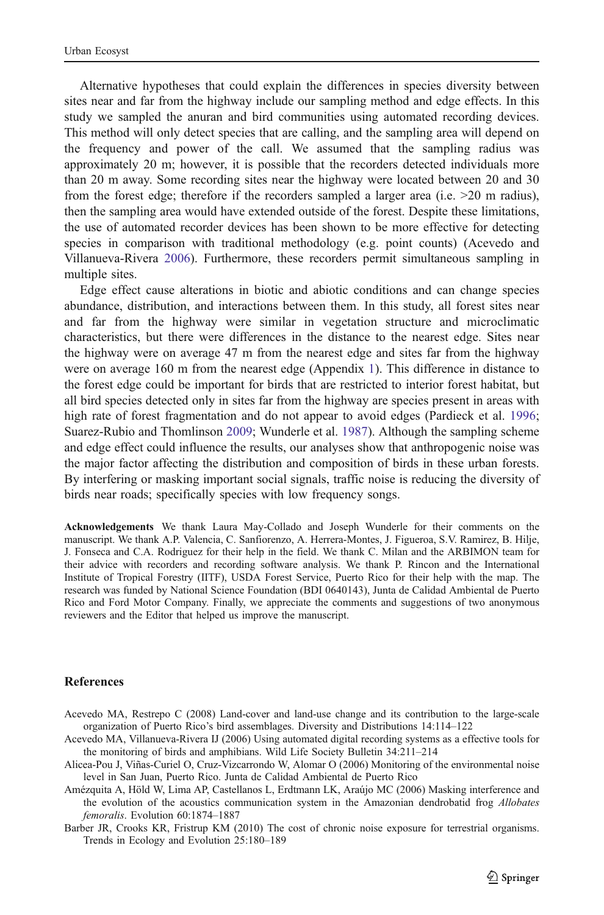Alternative hypotheses that could explain the differences in species diversity between sites near and far from the highway include our sampling method and edge effects. In this study we sampled the anuran and bird communities using automated recording devices. This method will only detect species that are calling, and the sampling area will depend on the frequency and power of the call. We assumed that the sampling radius was approximately 20 m; however, it is possible that the recorders detected individuals more than 20 m away. Some recording sites near the highway were located between 20 and 30 from the forest edge; therefore if the recorders sampled a larger area (i.e. >20 m radius), then the sampling area would have extended outside of the forest. Despite these limitations, the use of automated recorder devices has been shown to be more effective for detecting species in comparison with traditional methodology (e.g. point counts) (Acevedo and Villanueva-Rivera 2006). Furthermore, these recorders permit simultaneous sampling in multiple sites.

Edge effect cause alterations in biotic and abiotic conditions and can change species abundance, distribution, and interactions between them. In this study, all forest sites near and far from the highway were similar in vegetation structure and microclimatic characteristics, but there were differences in the distance to the nearest edge. Sites near the highway were on average 47 m from the nearest edge and sites far from the highway were on average 160 m from the nearest edge (Appendix 1). This difference in distance to the forest edge could be important for birds that are restricted to interior forest habitat, but all bird species detected only in sites far from the highway are species present in areas with high rate of forest fragmentation and do not appear to avoid edges (Pardieck et al. 1996; Suarez-Rubio and Thomlinson 2009; Wunderle et al. 1987). Although the sampling scheme and edge effect could influence the results, our analyses show that anthropogenic noise was the major factor affecting the distribution and composition of birds in these urban forests. By interfering or masking important social signals, traffic noise is reducing the diversity of birds near roads; specifically species with low frequency songs.

**Acknowledgements** We thank Laura May-Collado and Joseph Wunderle for their comments on the manuscript. We thank A.P. Valencia, C. Sanfiorenzo, A. Herrera-Montes, J. Figueroa, S.V. Ramirez, B. Hilje, J. Fonseca and C.A. Rodriguez for their help in the field. We thank C. Milan and the ARBIMON team for their advice with recorders and recording software analysis. We thank P. Rincon and the International Institute of Tropical Forestry (IITF), USDA Forest Service, Puerto Rico for their help with the map. The research was funded by National Science Foundation (BDI 0640143), Junta de Calidad Ambiental de Puerto Rico and Ford Motor Company. Finally, we appreciate the comments and suggestions of two anonymous reviewers and the Editor that helped us improve the manuscript.

## References

Acevedo MA, Restrepo C (2008) Land-cover and land-use change and its contribution to the large-scale organization of Puerto Rico's bird assemblages. Diversity and Distributions 14:114–122

Acevedo MA, Villanueva-Rivera IJ (2006) Using automated digital recording systems as a effective tools for the monitoring of birds and amphibians. Wild Life Society Bulletin 34:211–214

Alicea-Pou J, Viñas-Curiel O, Cruz-Vizcarrondo W, Alomar O (2006) Monitoring of the environmental noise level in San Juan, Puerto Rico. Junta de Calidad Ambiental de Puerto Rico

Amézquita A, Höld W, Lima AP, Castellanos L, Erdtmann LK, Araújo MC (2006) Masking interference and the evolution of the acoustics communication system in the Amazonian dendrobatid frog *Allobates femoralis*. Evolution 60:1874–1887

Barber JR, Crooks KR, Fristrup KM (2010) The cost of chronic noise exposure for terrestrial organisms. Trends in Ecology and Evolution 25:180–189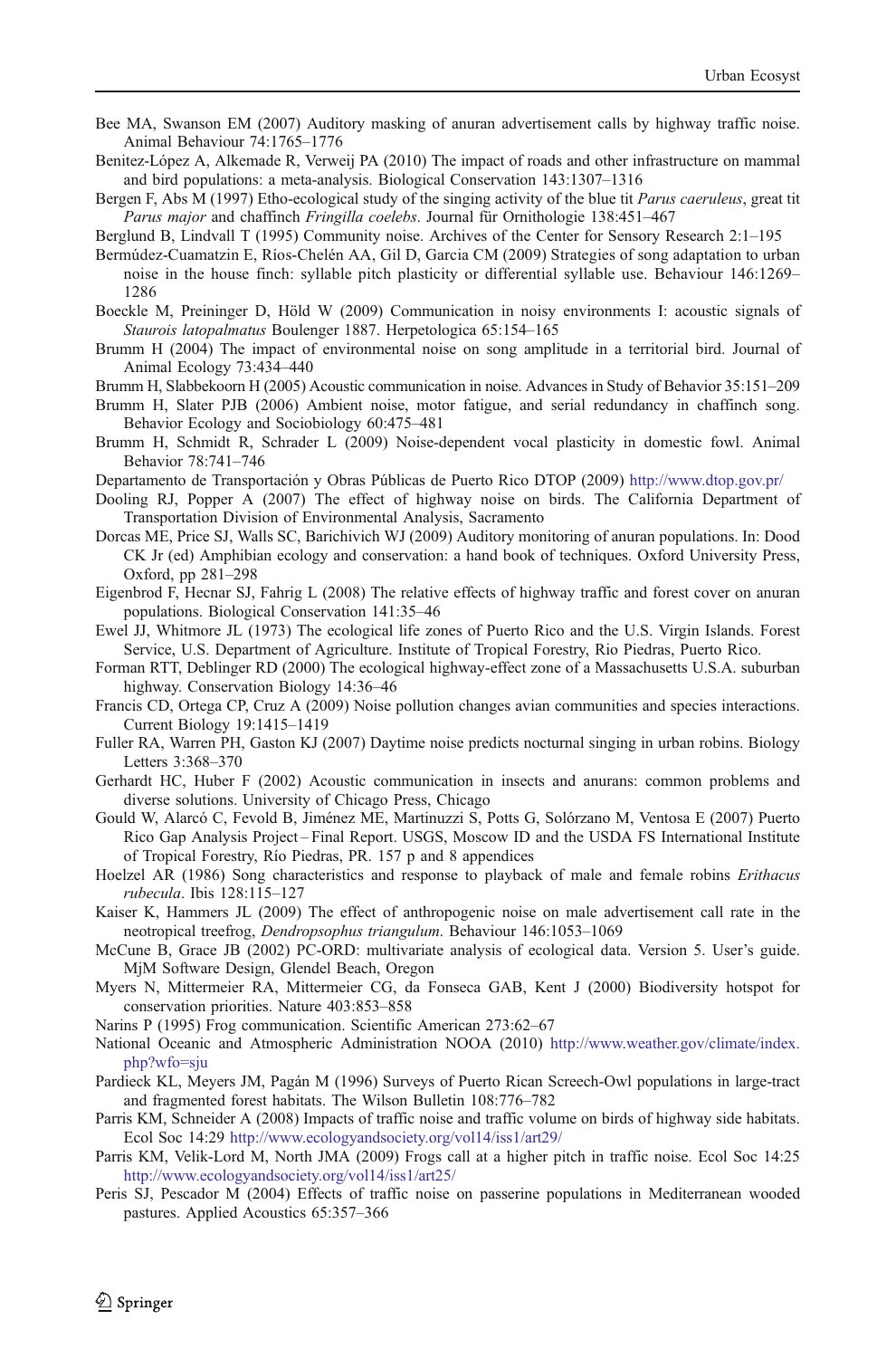Bee MA, Swanson EM (2007) Auditory masking of anuran advertisement calls by highway traffic noise. Animal Behaviour 74:1765–1776

Benitez-López A, Alkemade R, Verweij PA (2010) The impact of roads and other infrastructure on mammal and bird populations: a meta-analysis. Biological Conservation 143:1307–1316

Bergen F, Abs M (1997) Etho-ecological study of the singing activity of the blue tit *Parus caeruleus*, great tit *Parus major* and chaffinch *Fringilla coelebs*. Journal für Ornithologie 138:451–467

Berglund B, Lindvall T (1995) Community noise. Archives of the Center for Sensory Research 2:1–195

Bermúdez-Cuamatzin E, Ríos-Chelén AA, Gil D, Garcia CM (2009) Strategies of song adaptation to urban noise in the house finch: syllable pitch plasticity or differential syllable use. Behaviour 146:1269–1286

Boeckle M, Preininger D, Höld W (2009) Communication in noisy environments I: acoustic signals of *Staurois latopalmatus* Boulenger 1887. Herpetologica 65:154–165

Brumm H (2004) The impact of environmental noise on song amplitude in a territorial bird. Journal of Animal Ecology 73:434–440

Brumm H, Slabbekoorn H (2005) Acoustic communication in noise. Advances in Study of Behavior 35:151–209

Brumm H, Slater PJB (2006) Ambient noise, motor fatigue, and serial redundancy in chaffinch song. Behavior Ecology and Sociobiology 60:475–481

Brumm H, Schmidt R, Schrader L (2009) Noise-dependent vocal plasticity in domestic fowl. Animal Behavior 78:741–746

Departamento de Transportación y Obras Públicas de Puerto Rico DTOP (2009) http://www.dtop.gov.pr/

Dooling RJ, Popper A (2007) The effect of highway noise on birds. The California Department of Transportation Division of Environmental Analysis, Sacramento

Dorcas ME, Price SJ, Walls SC, Barichivich WJ (2009) Auditory monitoring of anuran populations. In: Dood CK Jr (ed) Amphibian ecology and conservation: a hand book of techniques. Oxford University Press, Oxford, pp 281–298

Eigenbrod F, Hecnar SJ, Fahrig L (2008) The relative effects of highway traffic and forest cover on anuran populations. Biological Conservation 141:35–46

Ewel JJ, Whitmore JL (1973) The ecological life zones of Puerto Rico and the U.S. Virgin Islands. Forest Service, U.S. Department of Agriculture. Institute of Tropical Forestry, Rio Piedras, Puerto Rico.

Forman RTT, Deblinger RD (2000) The ecological highway-effect zone of a Massachusetts U.S.A. suburban highway. Conservation Biology 14:36–46

Francis CD, Ortega CP, Cruz A (2009) Noise pollution changes avian communities and species interactions. Current Biology 19:1415–1419

Fuller RA, Warren PH, Gaston KJ (2007) Daytime noise predicts nocturnal singing in urban robins. Biology Letters 3:368–370

Gerhardt HC, Huber F (2002) Acoustic communication in insects and anurans: common problems and diverse solutions. University of Chicago Press, Chicago

Gould W, Alarcó C, Fevold B, Jiménez ME, Martinuzzi S, Potts G, Solórzano M, Ventosa E (2007) Puerto Rico Gap Analysis Project – Final Report. USGS, Moscow ID and the USDA FS International Institute of Tropical Forestry, Río Piedras, PR. 157 p and 8 appendices

Hoelzel AR (1986) Song characteristics and response to playback of male and female robins *Erithacus rubecula*. Ibis 128:115–127

Kaiser K, Hammers JL (2009) The effect of anthropogenic noise on male advertisement call rate in the neotropical treefrog, *Dendropsophus triangulum*. Behaviour 146:1053–1069

McCune B, Grace JB (2002) PC-ORD: multivariate analysis of ecological data. Version 5. User's guide. MjM Software Design, Glendel Beach, Oregon

Myers N, Mittermeier RA, Mittermeier CG, da Fonseca GAB, Kent J (2000) Biodiversity hotspot for conservation priorities. Nature 403:853–858

Narins P (1995) Frog communication. Scientific American 273:62–67

National Oceanic and Atmospheric Administration NOAA (2010) http://www.weather.gov/climate/index.php?wfo=sju

Pardieck KL, Meyers JM, Pagán M (1996) Surveys of Puerto Rican Screech-Owl populations in large-tract and fragmented forest habitats. The Wilson Bulletin 108:776–782

Parris KM, Schneider A (2008) Impacts of traffic noise and traffic volume on birds of highway side habitats. Ecol Soc 14:29 http://www.ecologyandsociety.org/vol14/iss1/art29/

Parris KM, Velik-Lord M, North JMA (2009) Frogs call at a higher pitch in traffic noise. Ecol Soc 14:25 http://www.ecologyandsociety.org/vol14/iss1/art25/

Peris SJ, Pescador M (2004) Effects of traffic noise on passerine populations in Mediterranean wooded pastures. Applied Acoustics 65:357–366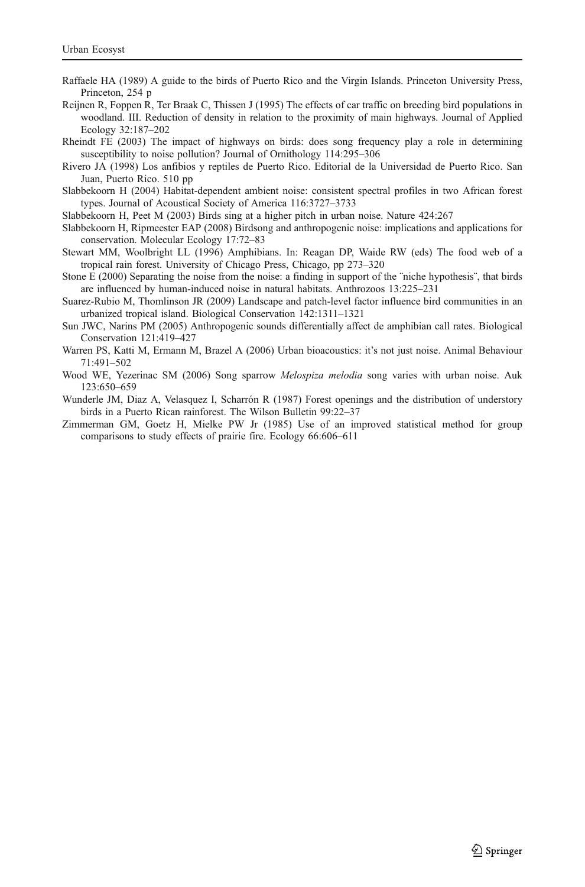Raffaele HA (1989) A guide to the birds of Puerto Rico and the Virgin Islands. Princeton University Press, Princeton, 254 p

Reijnen R, Foppen R, Ter Braak C, Thissen J (1995) The effects of car traffic on breeding bird populations in woodland. III. Reduction of density in relation to the proximity of main highways. Journal of Applied Ecology 32:187–202

Rheindt FE (2003) The impact of highways on birds: does song frequency play a role in determining susceptibility to noise pollution? Journal of Ornithology 114:295–306

Rivero JA (1998) Los anfibios y reptiles de Puerto Rico. Editorial de la Universidad de Puerto Rico. San Juan, Puerto Rico. 510 pp

Slabbekoorn H (2004) Habitat-dependent ambient noise: consistent spectral profiles in two African forest types. Journal of Acoustical Society of America 116:3727–3733

Slabbekoorn H, Peet M (2003) Birds sing at a higher pitch in urban noise. Nature 424:267

Slabbekoorn H, Ripmeester EAP (2008) Birdsong and anthropogenic noise: implications and applications for conservation. Molecular Ecology 17:72–83

Stewart MM, Woolbright LL (1996) Amphibians. In: Reagan DP, Waide RW (eds) The food web of a tropical rain forest. University of Chicago Press, Chicago, pp 273–320

Stone E (2000) Separating the noise from the noise: a finding in support of the ¨niche hypothesis¨, that birds are influenced by human-induced noise in natural habitats. Anthrozoos 13:225–231

Suarez-Rubio M, Thomlinson JR (2009) Landscape and patch-level factor influence bird communities in an urbanized tropical island. Biological Conservation 142:1311–1321

Sun JWC, Narins PM (2005) Anthropogenic sounds differentially affect de amphibian call rates. Biological Conservation 121:419–427

Warren PS, Katti M, Ermann M, Brazel A (2006) Urban bioacoustics: it's not just noise. Animal Behaviour 71:491–502

Wood WE, Yezerinac SM (2006) Song sparrow *Melospiza melodia* song varies with urban noise. Auk 123:650–659

Wunderle JM, Diaz A, Velasquez I, Scharrón R (1987) Forest openings and the distribution of understory birds in a Puerto Rican rainforest. The Wilson Bulletin 99:22–37

Zimmerman GM, Goetz H, Mielke PW Jr (1985) Use of an improved statistical method for group comparisons to study effects of prairie fire. Ecology 66:606–611